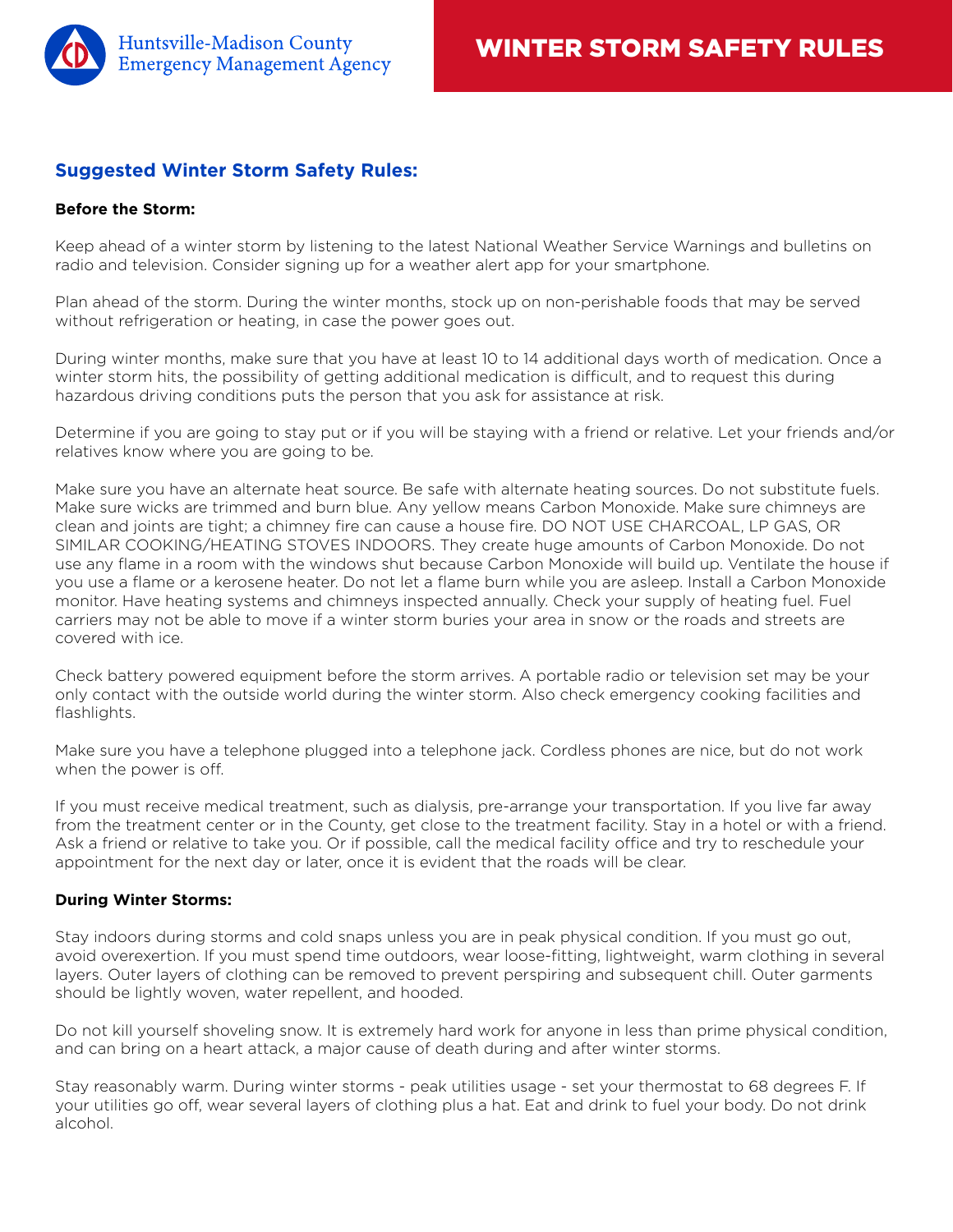Huntsville-Madison County Emergency Management Agency

# WINTER STORM SAFETY RULES

## Suggested Winter Storm Safety Rules:

**Before the Storm:**

Keep ahead of a winter storm by listening to the latest National Weather Service Warnings and bulletins on radio and television. Consider signing up for a weather alert app for your smartphone.

Plan ahead of the storm. During the winter months, stock up on non-perishable foods that may be served without refrigeration or heating, in case the power goes out.

During winter months, make sure that you have at least 10 to 14 additional days worth of medication. Once a winter storm hits, the possibility of getting additional medication is difficult, and to request this during hazardous driving conditions puts the person that you ask for assistance at risk.

Determine if you are going to stay put or if you will be staying with a friend or relative. Let your friends and/or relatives know where you are going to be.

Make sure you have an alternate heat source. Be safe with alternate heating sources. Do not substitute fuels. Make sure wicks are trimmed and burn blue. Any yellow means Carbon Monoxide. Make sure chimneys are clean and joints are tight; a chimney fire can cause a house fire. DO NOT USE CHARCOAL, LP GAS, OR SIMILAR COOKING/HEATING STOVES INDOORS. They create huge amounts of Carbon Monoxide. Do not use any flame in a room with the windows shut because Carbon Monoxide will build up. Ventilate the house if you use a flame or a kerosene heater. Do not let a flame burn while you are asleep. Install a Carbon Monoxide monitor. Have heating systems and chimneys inspected annually. Check your supply of heating fuel. Fuel carriers may not be able to move if a winter storm buries your area in snow or the roads and streets are covered with ice.

Check battery powered equipment before the storm arrives. A portable radio or television set may be your only contact with the outside world during the winter storm. Also check emergency cooking facilities and flashlights.

Make sure you have a telephone plugged into a telephone jack. Cordless phones are nice, but do not work when the power is off.

If you must receive medical treatment, such as dialysis, pre-arrange your transportation. If you live far away from the treatment center or in the County, get close to the treatment facility. Stay in a hotel or with a friend. Ask a friend or relative to take you. Or if possible, call the medical facility office and try to reschedule your appointment for the next day or later, once it is evident that the roads will be clear.

**During Winter Storms:**

Stay indoors during storms and cold snaps unless you are in peak physical condition. If you must go out, avoid overexertion. If you must spend time outdoors, wear loose-fitting, lightweight, warm clothing in several layers. Outer layers of clothing can be removed to prevent perspiring and subsequent chill. Outer garments should be lightly woven, water repellent, and hooded.

Do not kill yourself shoveling snow. It is extremely hard work for anyone in less than prime physical condition, and can bring on a heart attack, a major cause of death during and after winter storms.

Stay reasonably warm. During winter storms - peak utilities usage - set your thermostat to 68 degrees F. If your utilities go off, wear several layers of clothing plus a hat. Eat and drink to fuel your body. Do not drink alcohol.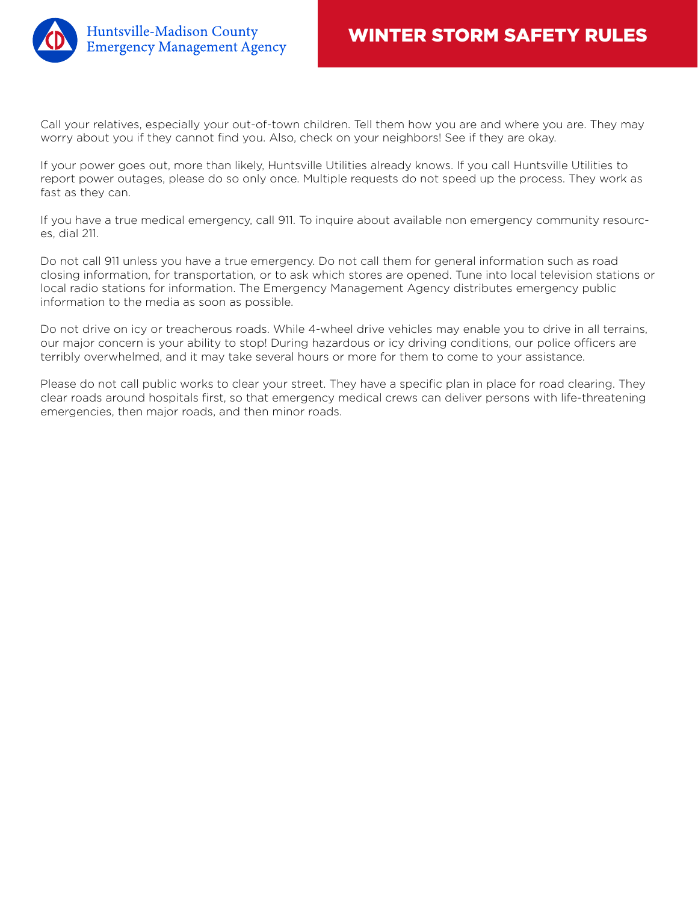# WINTER STORM SAFETY RULES

Call your relatives, especially your out-of-town children. Tell them how you are and where you are. They may worry about you if they cannot find you. Also, check on your neighbors! See if they are okay.

If your power goes out, more than likely, Huntsville Utilities already knows. If you call Huntsville Utilities to report power outages, please do so only once. Multiple requests do not speed up the process. They work as fast as they can.

If you have a true medical emergency, call 911. To inquire about available non emergency community resources, dial 211.

Do not call 911 unless you have a true emergency. Do not call them for general information such as road closing information, for transportation, or to ask which stores are opened. Tune into local television stations or local radio stations for information. The Emergency Management Agency distributes emergency public information to the media as soon as possible.

Do not drive on icy or treacherous roads. While 4-wheel drive vehicles may enable you to drive in all terrains, our major concern is your ability to stop! During hazardous or icy driving conditions, our police officers are terribly overwhelmed, and it may take several hours or more for them to come to your assistance.

Please do not call public works to clear your street. They have a specific plan in place for road clearing. They clear roads around hospitals first, so that emergency medical crews can deliver persons with life-threatening emergencies, then major roads, and then minor roads.